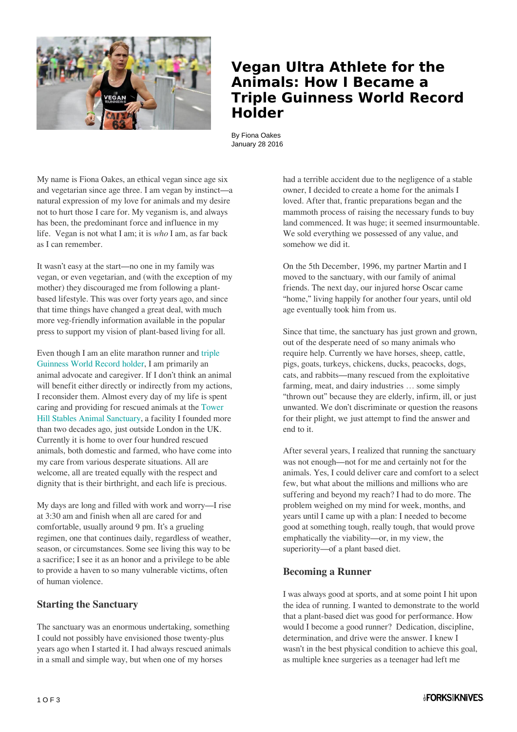# Vegan Ultra Athlete for the Animals: How I Became a Triple Guinness World Record Holder

By Fiona Oakes
January 28 2016

My name is Fiona Oakes, an ethical vegan since age six and vegetarian since age three. I am vegan by instinct—a natural expression of my love for animals and my desire not to hurt those I care for. My veganism is, and always has been, the predominant force and influence in my life. Vegan is not what I am; it is *who* I am, as far back as I can remember.

It wasn't easy at the start—no one in my family was vegan, or even vegetarian, and (with the exception of my mother) they discouraged me from following a plant-based lifestyle. This was over forty years ago, and since that time things have changed a great deal, with much more veg-friendly information available in the popular press to support my vision of plant-based living for all.

Even though I am an elite marathon runner and triple Guinness World Record holder, I am primarily an animal advocate and caregiver. If I don't think an animal will benefit either directly or indirectly from my actions, I reconsider them. Almost every day of my life is spent caring and providing for rescued animals at the Tower Hill Stables Animal Sanctuary, a facility I founded more than two decades ago, just outside London in the UK. Currently it is home to over four hundred rescued animals, both domestic and farmed, who have come into my care from various desperate situations. All are welcome, all are treated equally with the respect and dignity that is their birthright, and each life is precious.

My days are long and filled with work and worry—I rise at 3:30 am and finish when all are cared for and comfortable, usually around 9 pm. It's a grueling regimen, one that continues daily, regardless of weather, season, or circumstances. Some see living this way to be a sacrifice; I see it as an honor and a privilege to be able to provide a haven to so many vulnerable victims, often of human violence.

## Starting the Sanctuary

The sanctuary was an enormous undertaking, something I could not possibly have envisioned those twenty-plus years ago when I started it. I had always rescued animals in a small and simple way, but when one of my horses had a terrible accident due to the negligence of a stable owner, I decided to create a home for the animals I loved. After that, frantic preparations began and the mammoth process of raising the necessary funds to buy land commenced. It was huge; it seemed insurmountable. We sold everything we possessed of any value, and somehow we did it.

On the 5th December, 1996, my partner Martin and I moved to the sanctuary, with our family of animal friends. The next day, our injured horse Oscar came "home," living happily for another four years, until old age eventually took him from us.

Since that time, the sanctuary has just grown and grown, out of the desperate need of so many animals who require help. Currently we have horses, sheep, cattle, pigs, goats, turkeys, chickens, ducks, peacocks, dogs, cats, and rabbits—many rescued from the exploitative farming, meat, and dairy industries … some simply "thrown out" because they are elderly, infirm, ill, or just unwanted. We don't discriminate or question the reasons for their plight, we just attempt to find the answer and end to it.

After several years, I realized that running the sanctuary was not enough—not for me and certainly not for the animals. Yes, I could deliver care and comfort to a select few, but what about the millions and millions who are suffering and beyond my reach? I had to do more. The problem weighed on my mind for week, months, and years until I came up with a plan: I needed to become good at something tough, really tough, that would prove emphatically the viability—or, in my view, the superiority—of a plant based diet.

## Becoming a Runner

I was always good at sports, and at some point I hit upon the idea of running. I wanted to demonstrate to the world that a plant-based diet was good for performance. How would I become a good runner? Dedication, discipline, determination, and drive were the answer. I knew I wasn't in the best physical condition to achieve this goal, as multiple knee surgeries as a teenager had left me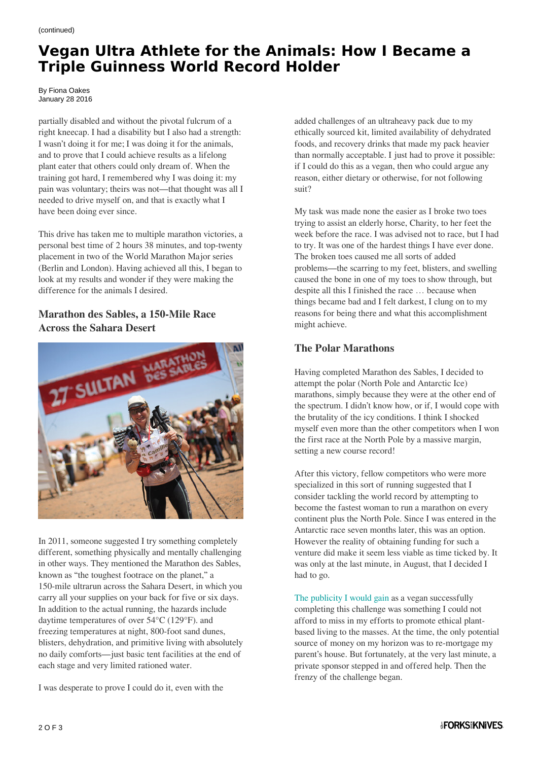(continued)

# Vegan Ultra Athlete for the Animals: How I Became a Triple Guinness World Record Holder

By Fiona Oakes
January 28 2016

partially disabled and without the pivotal fulcrum of a right kneecap. I had a disability but I also had a strength: I wasn't doing it for me; I was doing it for the animals, and to prove that I could achieve results as a lifelong plant eater that others could only dream of. When the training got hard, I remembered why I was doing it: my pain was voluntary; theirs was not—that thought was all I needed to drive myself on, and that is exactly what I have been doing ever since.

This drive has taken me to multiple marathon victories, a personal best time of 2 hours 38 minutes, and top-twenty placement in two of the World Marathon Major series (Berlin and London). Having achieved all this, I began to look at my results and wonder if they were making the difference for the animals I desired.

## Marathon des Sables, a 150-Mile Race Across the Sahara Desert

In 2011, someone suggested I try something completely different, something physically and mentally challenging in other ways. They mentioned the Marathon des Sables, known as "the toughest footrace on the planet," a 150-mile ultrarun across the Sahara Desert, in which you carry all your supplies on your back for five or six days. In addition to the actual running, the hazards include daytime temperatures of over 54°C (129°F). and freezing temperatures at night, 800-foot sand dunes, blisters, dehydration, and primitive living with absolutely no daily comforts—just basic tent facilities at the end of each stage and very limited rationed water.

I was desperate to prove I could do it, even with the added challenges of an ultraheavy pack due to my ethically sourced kit, limited availability of dehydrated foods, and recovery drinks that made my pack heavier than normally acceptable. I just had to prove it possible: if I could do this as a vegan, then who could argue any reason, either dietary or otherwise, for not following suit?

My task was made none the easier as I broke two toes trying to assist an elderly horse, Charity, to her feet the week before the race. I was advised not to race, but I had to try. It was one of the hardest things I have ever done. The broken toes caused me all sorts of added problems—the scarring to my feet, blisters, and swelling caused the bone in one of my toes to show through, but despite all this I finished the race … because when things became bad and I felt darkest, I clung on to my reasons for being there and what this accomplishment might achieve.

## The Polar Marathons

Having completed Marathon des Sables, I decided to attempt the polar (North Pole and Antarctic Ice) marathons, simply because they were at the other end of the spectrum. I didn't know how, or if, I would cope with the brutality of the icy conditions. I think I shocked myself even more than the other competitors when I won the first race at the North Pole by a massive margin, setting a new course record!

After this victory, fellow competitors who were more specialized in this sort of running suggested that I consider tackling the world record by attempting to become the fastest woman to run a marathon on every continent plus the North Pole. Since I was entered in the Antarctic race seven months later, this was an option. However the reality of obtaining funding for such a venture did make it seem less viable as time ticked by. It was only at the last minute, in August, that I decided I had to go.

The publicity I would gain as a vegan successfully completing this challenge was something I could not afford to miss in my efforts to promote ethical plant-based living to the masses. At the time, the only potential source of money on my horizon was to re-mortgage my parent's house. But fortunately, at the very last minute, a private sponsor stepped in and offered help. Then the frenzy of the challenge began.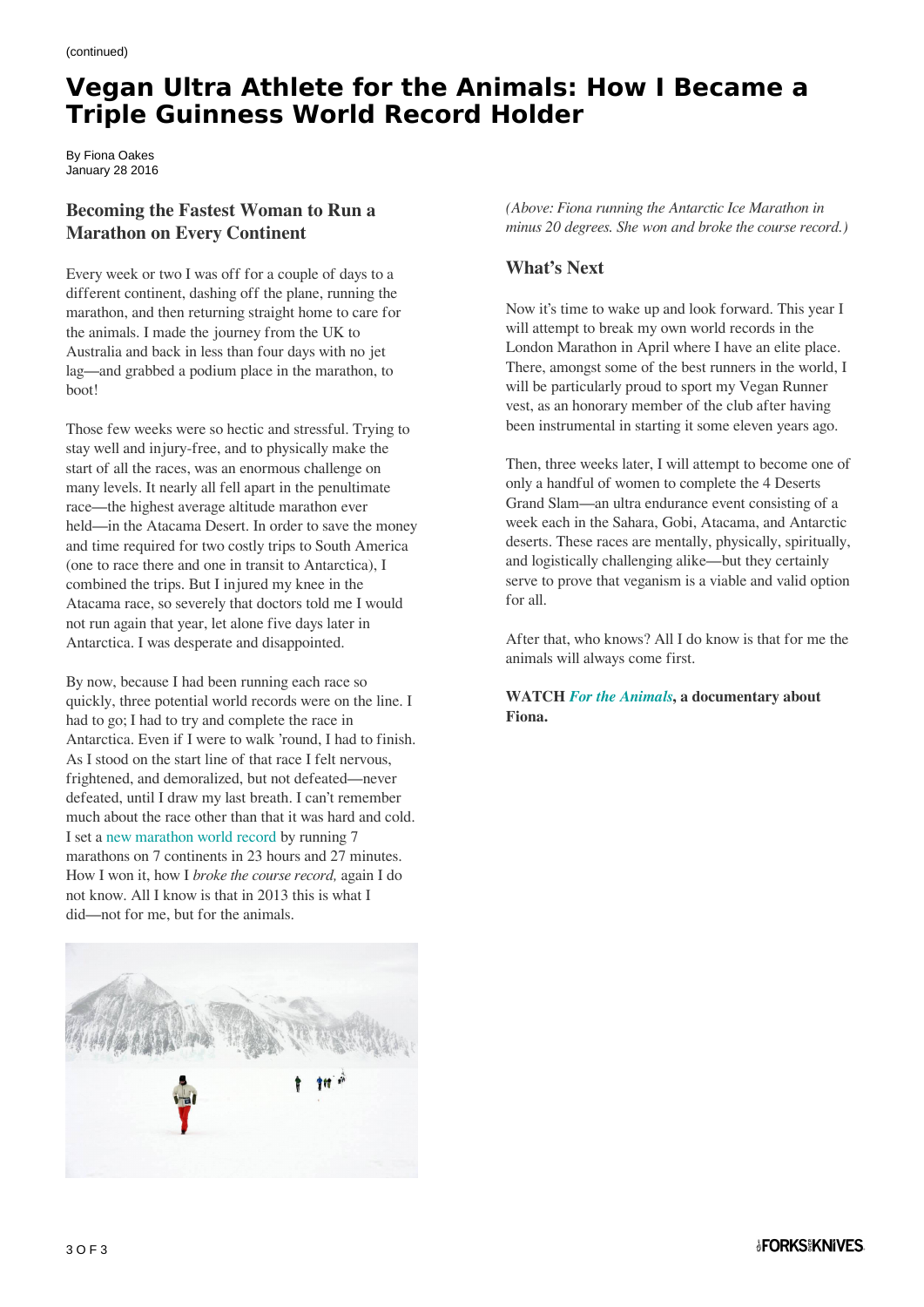(continued)

# Vegan Ultra Athlete for the Animals: How I Became a Triple Guinness World Record Holder

By Fiona Oakes
January 28 2016

## Becoming the Fastest Woman to Run a Marathon on Every Continent

Every week or two I was off for a couple of days to a different continent, dashing off the plane, running the marathon, and then returning straight home to care for the animals. I made the journey from the UK to Australia and back in less than four days with no jet lag—and grabbed a podium place in the marathon, to boot!

Those few weeks were so hectic and stressful. Trying to stay well and injury-free, and to physically make the start of all the races, was an enormous challenge on many levels. It nearly all fell apart in the penultimate race—the highest average altitude marathon ever held—in the Atacama Desert. In order to save the money and time required for two costly trips to South America (one to race there and one in transit to Antarctica), I combined the trips. But I injured my knee in the Atacama race, so severely that doctors told me I would not run again that year, let alone five days later in Antarctica. I was desperate and disappointed.

By now, because I had been running each race so quickly, three potential world records were on the line. I had to go; I had to try and complete the race in Antarctica. Even if I were to walk 'round, I had to finish. As I stood on the start line of that race I felt nervous, frightened, and demoralized, but not defeated—never defeated, until I draw my last breath. I can't remember much about the race other than that it was hard and cold. I set a new marathon world record by running 7 marathons on 7 continents in 23 hours and 27 minutes. How I won it, how I *broke the course record,* again I do not know. All I know is that in 2013 this is what I did—not for me, but for the animals.

*(Above: Fiona running the Antarctic Ice Marathon in minus 20 degrees. She won and broke the course record.)*

## What's Next

Now it's time to wake up and look forward. This year I will attempt to break my own world records in the London Marathon in April where I have an elite place. There, amongst some of the best runners in the world, I will be particularly proud to sport my Vegan Runner vest, as an honorary member of the club after having been instrumental in starting it some eleven years ago.

Then, three weeks later, I will attempt to become one of only a handful of women to complete the 4 Deserts Grand Slam—an ultra endurance event consisting of a week each in the Sahara, Gobi, Atacama, and Antarctic deserts. These races are mentally, physically, spiritually, and logistically challenging alike—but they certainly serve to prove that veganism is a viable and valid option for all.

After that, who knows? All I do know is that for me the animals will always come first.

**WATCH *For the Animals*, a documentary about Fiona.**